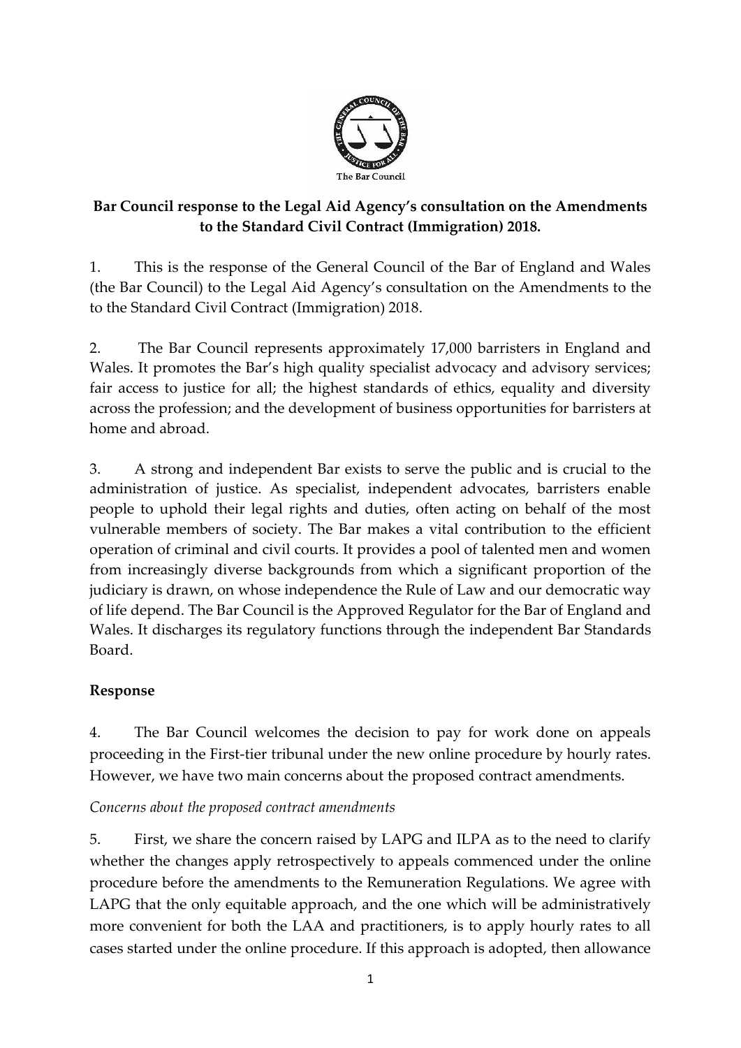**Bar Council response to the Legal Aid Agency's consultation on the Amendments to the Standard Civil Contract (Immigration) 2018.**

1. This is the response of the General Council of the Bar of England and Wales (the Bar Council) to the Legal Aid Agency's consultation on the Amendments to the to the Standard Civil Contract (Immigration) 2018.

2. The Bar Council represents approximately 17,000 barristers in England and Wales. It promotes the Bar's high quality specialist advocacy and advisory services; fair access to justice for all; the highest standards of ethics, equality and diversity across the profession; and the development of business opportunities for barristers at home and abroad.

3. A strong and independent Bar exists to serve the public and is crucial to the administration of justice. As specialist, independent advocates, barristers enable people to uphold their legal rights and duties, often acting on behalf of the most vulnerable members of society. The Bar makes a vital contribution to the efficient operation of criminal and civil courts. It provides a pool of talented men and women from increasingly diverse backgrounds from which a significant proportion of the judiciary is drawn, on whose independence the Rule of Law and our democratic way of life depend. The Bar Council is the Approved Regulator for the Bar of England and Wales. It discharges its regulatory functions through the independent Bar Standards Board.

## Response

4. The Bar Council welcomes the decision to pay for work done on appeals proceeding in the First-tier tribunal under the new online procedure by hourly rates. However, we have two main concerns about the proposed contract amendments.

*Concerns about the proposed contract amendments*

5. First, we share the concern raised by LAPG and ILPA as to the need to clarify whether the changes apply retrospectively to appeals commenced under the online procedure before the amendments to the Remuneration Regulations. We agree with LAPG that the only equitable approach, and the one which will be administratively more convenient for both the LAA and practitioners, is to apply hourly rates to all cases started under the online procedure. If this approach is adopted, then allowance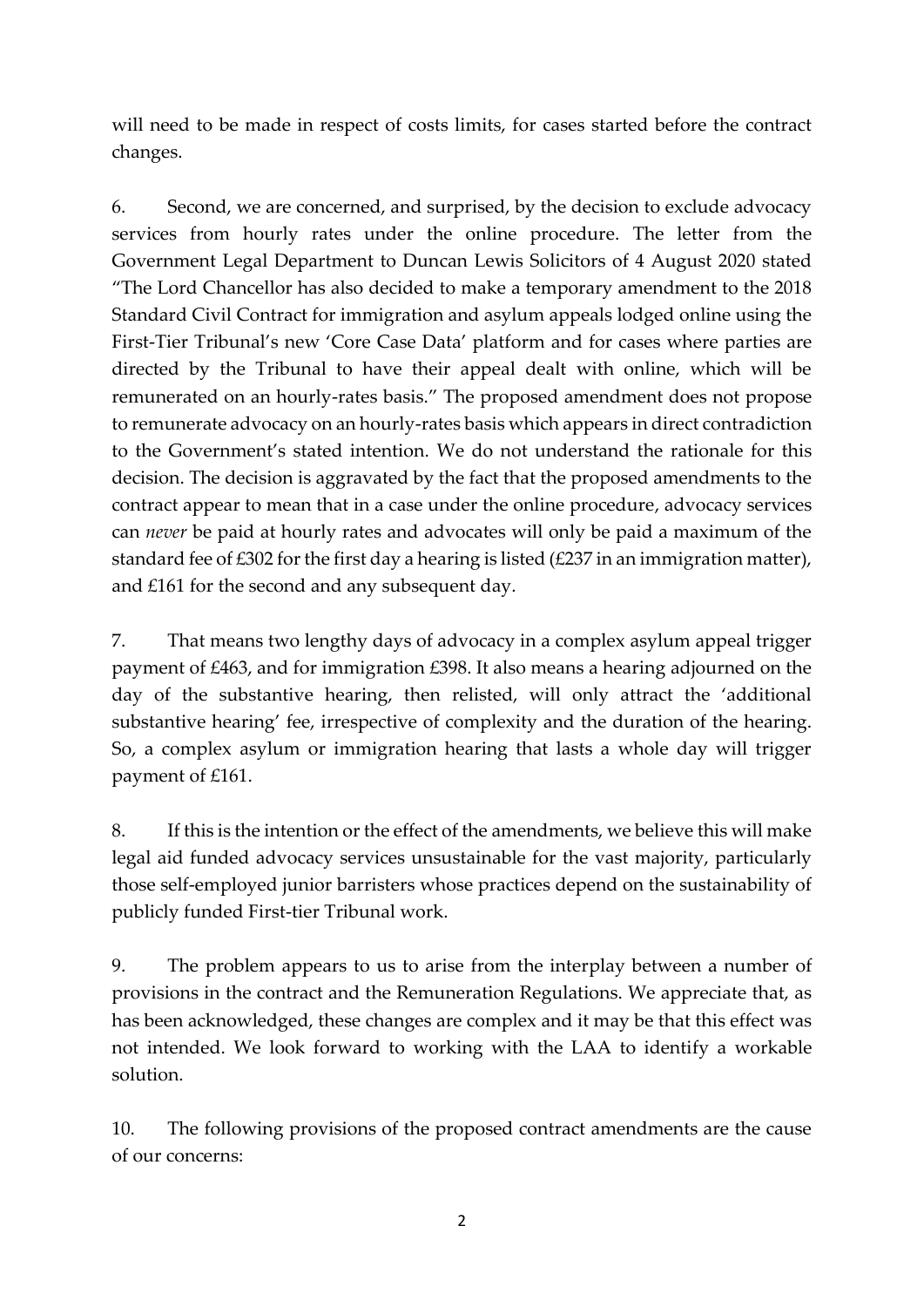will need to be made in respect of costs limits, for cases started before the contract changes.

6. Second, we are concerned, and surprised, by the decision to exclude advocacy services from hourly rates under the online procedure. The letter from the Government Legal Department to Duncan Lewis Solicitors of 4 August 2020 stated "The Lord Chancellor has also decided to make a temporary amendment to the 2018 Standard Civil Contract for immigration and asylum appeals lodged online using the First-Tier Tribunal's new 'Core Case Data' platform and for cases where parties are directed by the Tribunal to have their appeal dealt with online, which will be remunerated on an hourly-rates basis." The proposed amendment does not propose to remunerate advocacy on an hourly-rates basis which appears in direct contradiction to the Government's stated intention. We do not understand the rationale for this decision. The decision is aggravated by the fact that the proposed amendments to the contract appear to mean that in a case under the online procedure, advocacy services can *never* be paid at hourly rates and advocates will only be paid a maximum of the standard fee of £302 for the first day a hearing is listed (£237 in an immigration matter), and £161 for the second and any subsequent day.

7. That means two lengthy days of advocacy in a complex asylum appeal trigger payment of £463, and for immigration £398. It also means a hearing adjourned on the day of the substantive hearing, then relisted, will only attract the 'additional substantive hearing' fee, irrespective of complexity and the duration of the hearing. So, a complex asylum or immigration hearing that lasts a whole day will trigger payment of £161.

8. If this is the intention or the effect of the amendments, we believe this will make legal aid funded advocacy services unsustainable for the vast majority, particularly those self-employed junior barristers whose practices depend on the sustainability of publicly funded First-tier Tribunal work.

9. The problem appears to us to arise from the interplay between a number of provisions in the contract and the Remuneration Regulations. We appreciate that, as has been acknowledged, these changes are complex and it may be that this effect was not intended. We look forward to working with the LAA to identify a workable solution.

10. The following provisions of the proposed contract amendments are the cause of our concerns: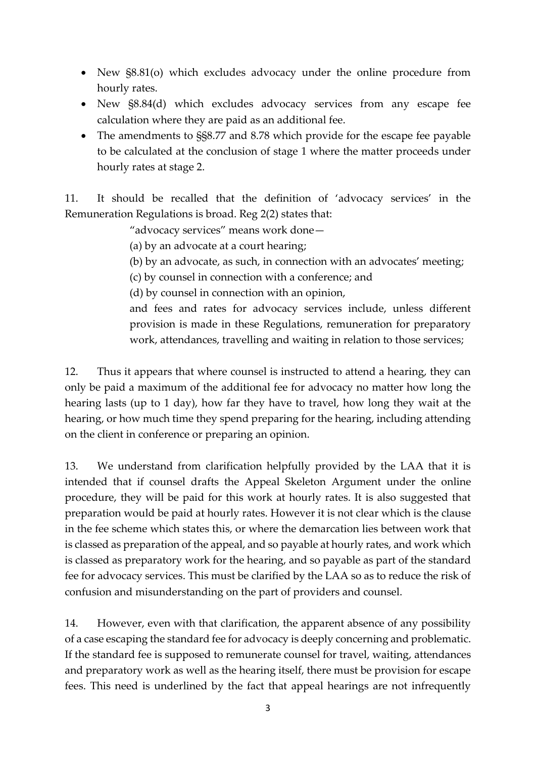- New §8.81(o) which excludes advocacy under the online procedure from hourly rates.
- New §8.84(d) which excludes advocacy services from any escape fee calculation where they are paid as an additional fee.
- The amendments to §§8.77 and 8.78 which provide for the escape fee payable to be calculated at the conclusion of stage 1 where the matter proceeds under hourly rates at stage 2.

11. It should be recalled that the definition of 'advocacy services' in the Remuneration Regulations is broad. Reg 2(2) states that:

> "advocacy services" means work done—
>
> (a) by an advocate at a court hearing;
>
> (b) by an advocate, as such, in connection with an advocates' meeting;
>
> (c) by counsel in connection with a conference; and
>
> (d) by counsel in connection with an opinion,
>
> and fees and rates for advocacy services include, unless different provision is made in these Regulations, remuneration for preparatory work, attendances, travelling and waiting in relation to those services;

12. Thus it appears that where counsel is instructed to attend a hearing, they can only be paid a maximum of the additional fee for advocacy no matter how long the hearing lasts (up to 1 day), how far they have to travel, how long they wait at the hearing, or how much time they spend preparing for the hearing, including attending on the client in conference or preparing an opinion.

13. We understand from clarification helpfully provided by the LAA that it is intended that if counsel drafts the Appeal Skeleton Argument under the online procedure, they will be paid for this work at hourly rates. It is also suggested that preparation would be paid at hourly rates. However it is not clear which is the clause in the fee scheme which states this, or where the demarcation lies between work that is classed as preparation of the appeal, and so payable at hourly rates, and work which is classed as preparatory work for the hearing, and so payable as part of the standard fee for advocacy services. This must be clarified by the LAA so as to reduce the risk of confusion and misunderstanding on the part of providers and counsel.

14. However, even with that clarification, the apparent absence of any possibility of a case escaping the standard fee for advocacy is deeply concerning and problematic. If the standard fee is supposed to remunerate counsel for travel, waiting, attendances and preparatory work as well as the hearing itself, there must be provision for escape fees. This need is underlined by the fact that appeal hearings are not infrequently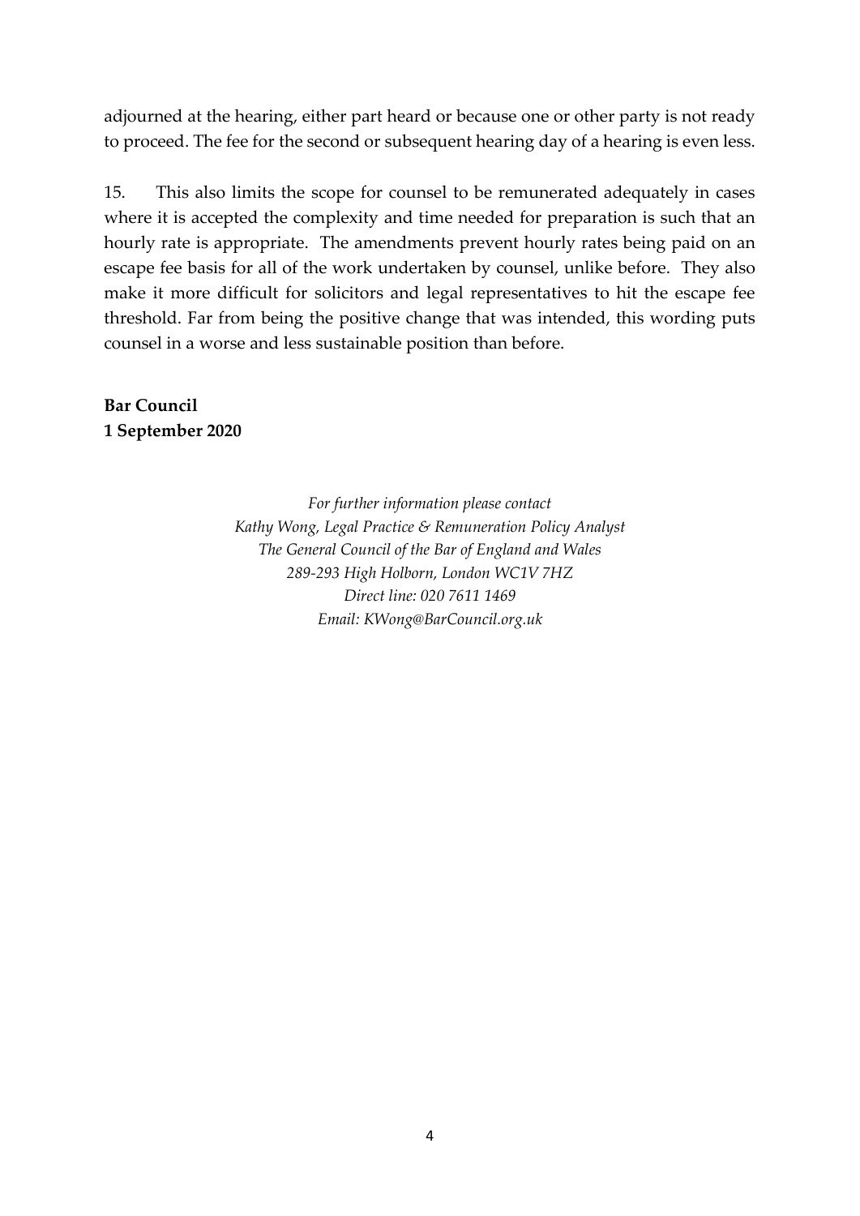adjourned at the hearing, either part heard or because one or other party is not ready to proceed. The fee for the second or subsequent hearing day of a hearing is even less.

15. This also limits the scope for counsel to be remunerated adequately in cases where it is accepted the complexity and time needed for preparation is such that an hourly rate is appropriate. The amendments prevent hourly rates being paid on an escape fee basis for all of the work undertaken by counsel, unlike before. They also make it more difficult for solicitors and legal representatives to hit the escape fee threshold. Far from being the positive change that was intended, this wording puts counsel in a worse and less sustainable position than before.

**Bar Council**
**1 September 2020**

*For further information please contact*
*Kathy Wong, Legal Practice & Remuneration Policy Analyst*
*The General Council of the Bar of England and Wales*
*289-293 High Holborn, London WC1V 7HZ*
*Direct line: 020 7611 1469*
*Email: KWong@BarCouncil.org.uk*